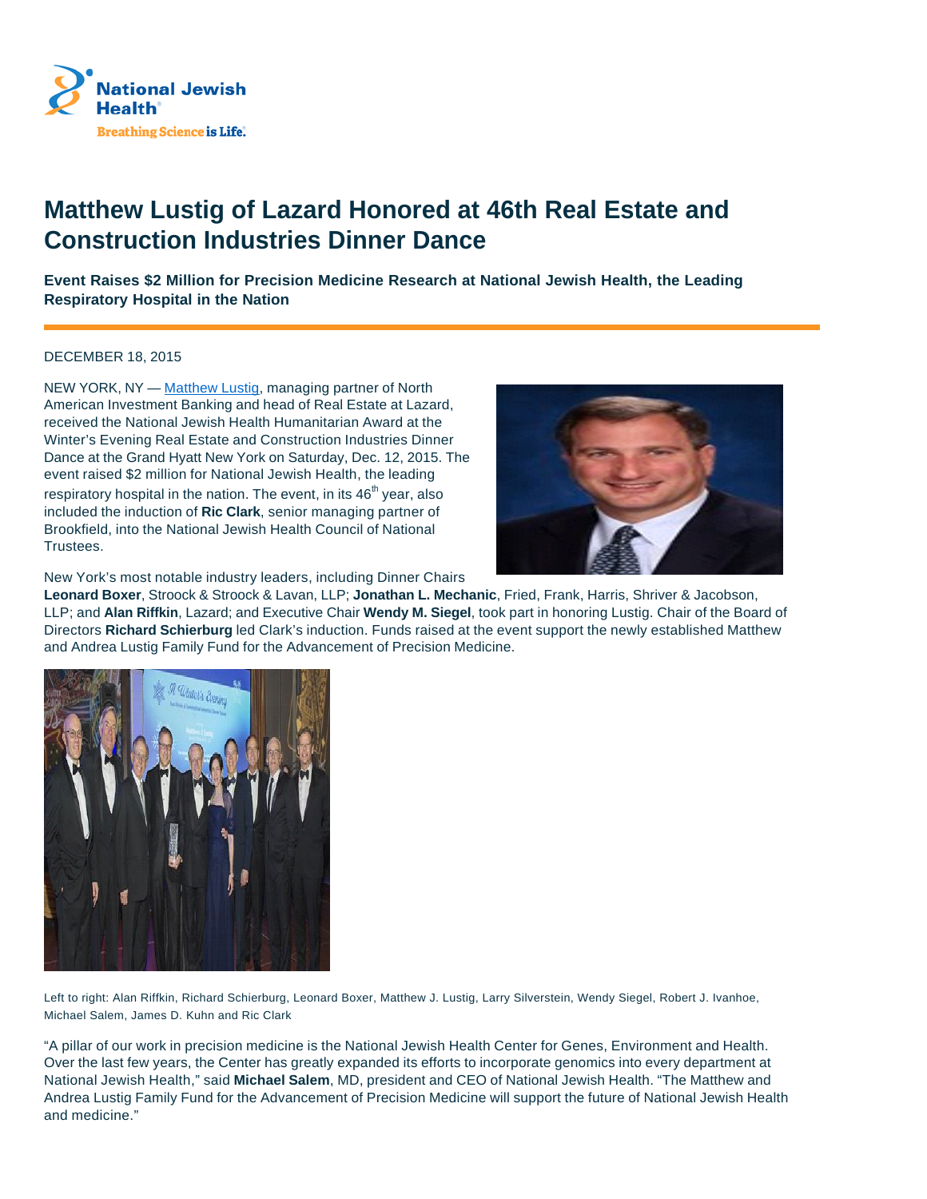National Jewish Health
Breathing Science is Life.

# Matthew Lustig of Lazard Honored at 46th Real Estate and Construction Industries Dinner Dance

**Event Raises $2 Million for Precision Medicine Research at National Jewish Health, the Leading Respiratory Hospital in the Nation**

DECEMBER 18, 2015

NEW YORK, NY — Matthew Lustig, managing partner of North American Investment Banking and head of Real Estate at Lazard, received the National Jewish Health Humanitarian Award at the Winter's Evening Real Estate and Construction Industries Dinner Dance at the Grand Hyatt New York on Saturday, Dec. 12, 2015. The event raised $2 million for National Jewish Health, the leading respiratory hospital in the nation. The event, in its 46th year, also included the induction of **Ric Clark**, senior managing partner of Brookfield, into the National Jewish Health Council of National Trustees.

New York's most notable industry leaders, including Dinner Chairs **Leonard Boxer**, Stroock & Stroock & Lavan, LLP; **Jonathan L. Mechanic**, Fried, Frank, Harris, Shriver & Jacobson, LLP; and **Alan Riffkin**, Lazard; and Executive Chair **Wendy M. Siegel**, took part in honoring Lustig. Chair of the Board of Directors **Richard Schierburg** led Clark's induction. Funds raised at the event support the newly established Matthew and Andrea Lustig Family Fund for the Advancement of Precision Medicine.

Left to right: Alan Riffkin, Richard Schierburg, Leonard Boxer, Matthew J. Lustig, Larry Silverstein, Wendy Siegel, Robert J. Ivanhoe, Michael Salem, James D. Kuhn and Ric Clark

"A pillar of our work in precision medicine is the National Jewish Health Center for Genes, Environment and Health. Over the last few years, the Center has greatly expanded its efforts to incorporate genomics into every department at National Jewish Health," said **Michael Salem**, MD, president and CEO of National Jewish Health. "The Matthew and Andrea Lustig Family Fund for the Advancement of Precision Medicine will support the future of National Jewish Health and medicine."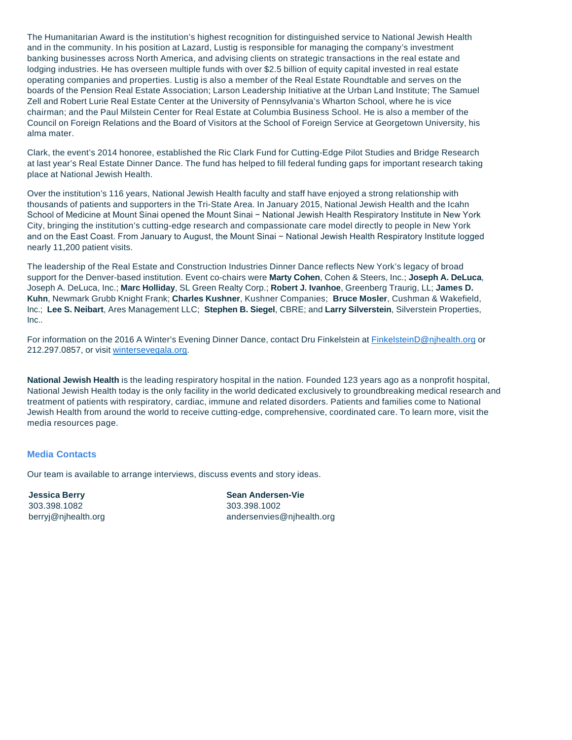The Humanitarian Award is the institution's highest recognition for distinguished service to National Jewish Health and in the community. In his position at Lazard, Lustig is responsible for managing the company's investment banking businesses across North America, and advising clients on strategic transactions in the real estate and lodging industries. He has overseen multiple funds with over $2.5 billion of equity capital invested in real estate operating companies and properties. Lustig is also a member of the Real Estate Roundtable and serves on the boards of the Pension Real Estate Association; Larson Leadership Initiative at the Urban Land Institute; The Samuel Zell and Robert Lurie Real Estate Center at the University of Pennsylvania's Wharton School, where he is vice chairman; and the Paul Milstein Center for Real Estate at Columbia Business School. He is also a member of the Council on Foreign Relations and the Board of Visitors at the School of Foreign Service at Georgetown University, his alma mater.

Clark, the event's 2014 honoree, established the Ric Clark Fund for Cutting-Edge Pilot Studies and Bridge Research at last year's Real Estate Dinner Dance. The fund has helped to fill federal funding gaps for important research taking place at National Jewish Health.

Over the institution's 116 years, National Jewish Health faculty and staff have enjoyed a strong relationship with thousands of patients and supporters in the Tri-State Area. In January 2015, National Jewish Health and the Icahn School of Medicine at Mount Sinai opened the Mount Sinai − National Jewish Health Respiratory Institute in New York City, bringing the institution's cutting-edge research and compassionate care model directly to people in New York and on the East Coast. From January to August, the Mount Sinai − National Jewish Health Respiratory Institute logged nearly 11,200 patient visits.

The leadership of the Real Estate and Construction Industries Dinner Dance reflects New York's legacy of broad support for the Denver-based institution. Event co-chairs were **Marty Cohen**, Cohen & Steers, Inc.; **Joseph A. DeLuca**, Joseph A. DeLuca, Inc.; **Marc Holliday**, SL Green Realty Corp.; **Robert J. Ivanhoe**, Greenberg Traurig, LL; **James D. Kuhn**, Newmark Grubb Knight Frank; **Charles Kushner**, Kushner Companies; **Bruce Mosler**, Cushman & Wakefield, Inc.; **Lee S. Neibart**, Ares Management LLC; **Stephen B. Siegel**, CBRE; and **Larry Silverstein**, Silverstein Properties, Inc..

For information on the 2016 A Winter's Evening Dinner Dance, contact Dru Finkelstein at FinkelsteinD@njhealth.org or 212.297.0857, or visit wintersevegala.org.

**National Jewish Health** is the leading respiratory hospital in the nation. Founded 123 years ago as a nonprofit hospital, National Jewish Health today is the only facility in the world dedicated exclusively to groundbreaking medical research and treatment of patients with respiratory, cardiac, immune and related disorders. Patients and families come to National Jewish Health from around the world to receive cutting-edge, comprehensive, coordinated care. To learn more, visit the media resources page.

## Media Contacts

Our team is available to arrange interviews, discuss events and story ideas.

**Jessica Berry**
303.398.1082
berryj@njhealth.org

**Sean Andersen-Vie**
303.398.1002
andersenvies@njhealth.org